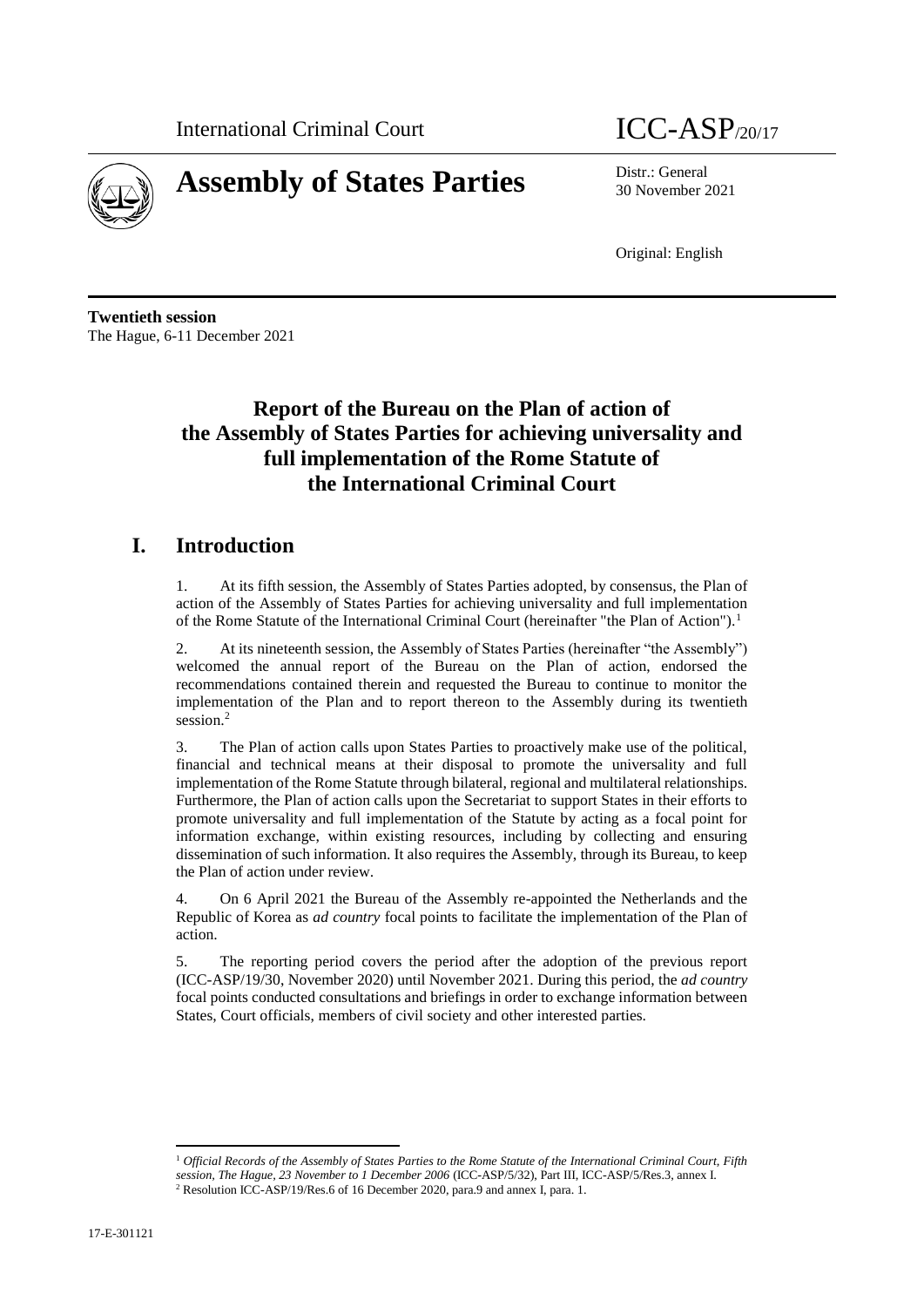International Criminal Court

ICC-ASP/20/17

# Assembly of States Parties

Distr.: General
30 November 2021

Original: English

**Twentieth session**
The Hague, 6-11 December 2021

## Report of the Bureau on the Plan of action of the Assembly of States Parties for achieving universality and full implementation of the Rome Statute of the International Criminal Court

## I. Introduction

1. At its fifth session, the Assembly of States Parties adopted, by consensus, the Plan of action of the Assembly of States Parties for achieving universality and full implementation of the Rome Statute of the International Criminal Court (hereinafter "the Plan of Action").[1]

2. At its nineteenth session, the Assembly of States Parties (hereinafter "the Assembly") welcomed the annual report of the Bureau on the Plan of action, endorsed the recommendations contained therein and requested the Bureau to continue to monitor the implementation of the Plan and to report thereon to the Assembly during its twentieth session.[2]

3. The Plan of action calls upon States Parties to proactively make use of the political, financial and technical means at their disposal to promote the universality and full implementation of the Rome Statute through bilateral, regional and multilateral relationships. Furthermore, the Plan of action calls upon the Secretariat to support States in their efforts to promote universality and full implementation of the Statute by acting as a focal point for information exchange, within existing resources, including by collecting and ensuring dissemination of such information. It also requires the Assembly, through its Bureau, to keep the Plan of action under review.

4. On 6 April 2021 the Bureau of the Assembly re-appointed the Netherlands and the Republic of Korea as *ad country* focal points to facilitate the implementation of the Plan of action.

5. The reporting period covers the period after the adoption of the previous report (ICC-ASP/19/30, November 2020) until November 2021. During this period, the *ad country* focal points conducted consultations and briefings in order to exchange information between States, Court officials, members of civil society and other interested parties.

---

[1] *Official Records of the Assembly of States Parties to the Rome Statute of the International Criminal Court, Fifth session, The Hague, 23 November to 1 December 2006* (ICC-ASP/5/32), Part III, ICC-ASP/5/Res.3, annex I.

[2] Resolution ICC-ASP/19/Res.6 of 16 December 2020, para.9 and annex I, para. 1.

17-E-301121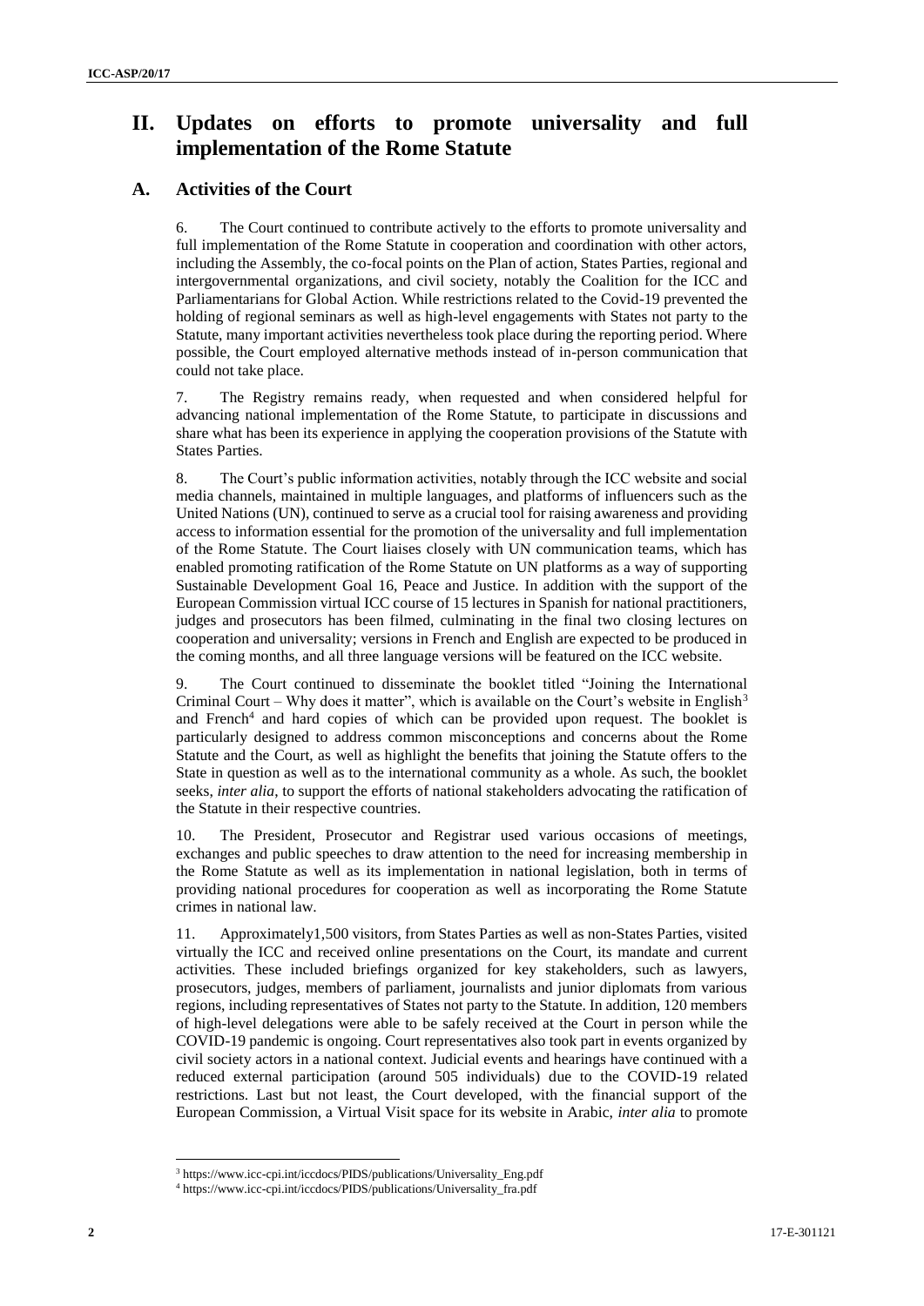# II. Updates on efforts to promote universality and full implementation of the Rome Statute

## A. Activities of the Court

6. The Court continued to contribute actively to the efforts to promote universality and full implementation of the Rome Statute in cooperation and coordination with other actors, including the Assembly, the co-focal points on the Plan of action, States Parties, regional and intergovernmental organizations, and civil society, notably the Coalition for the ICC and Parliamentarians for Global Action. While restrictions related to the Covid-19 prevented the holding of regional seminars as well as high-level engagements with States not party to the Statute, many important activities nevertheless took place during the reporting period. Where possible, the Court employed alternative methods instead of in-person communication that could not take place.

7. The Registry remains ready, when requested and when considered helpful for advancing national implementation of the Rome Statute, to participate in discussions and share what has been its experience in applying the cooperation provisions of the Statute with States Parties.

8. The Court's public information activities, notably through the ICC website and social media channels, maintained in multiple languages, and platforms of influencers such as the United Nations (UN), continued to serve as a crucial tool for raising awareness and providing access to information essential for the promotion of the universality and full implementation of the Rome Statute. The Court liaises closely with UN communication teams, which has enabled promoting ratification of the Rome Statute on UN platforms as a way of supporting Sustainable Development Goal 16, Peace and Justice. In addition with the support of the European Commission virtual ICC course of 15 lectures in Spanish for national practitioners, judges and prosecutors has been filmed, culminating in the final two closing lectures on cooperation and universality; versions in French and English are expected to be produced in the coming months, and all three language versions will be featured on the ICC website.

9. The Court continued to disseminate the booklet titled "Joining the International Criminal Court – Why does it matter", which is available on the Court's website in English[3] and French[4] and hard copies of which can be provided upon request. The booklet is particularly designed to address common misconceptions and concerns about the Rome Statute and the Court, as well as highlight the benefits that joining the Statute offers to the State in question as well as to the international community as a whole. As such, the booklet seeks, *inter alia*, to support the efforts of national stakeholders advocating the ratification of the Statute in their respective countries.

10. The President, Prosecutor and Registrar used various occasions of meetings, exchanges and public speeches to draw attention to the need for increasing membership in the Rome Statute as well as its implementation in national legislation, both in terms of providing national procedures for cooperation as well as incorporating the Rome Statute crimes in national law.

11. Approximately1,500 visitors, from States Parties as well as non-States Parties, visited virtually the ICC and received online presentations on the Court, its mandate and current activities. These included briefings organized for key stakeholders, such as lawyers, prosecutors, judges, members of parliament, journalists and junior diplomats from various regions, including representatives of States not party to the Statute. In addition, 120 members of high-level delegations were able to be safely received at the Court in person while the COVID-19 pandemic is ongoing. Court representatives also took part in events organized by civil society actors in a national context. Judicial events and hearings have continued with a reduced external participation (around 505 individuals) due to the COVID-19 related restrictions. Last but not least, the Court developed, with the financial support of the European Commission, a Virtual Visit space for its website in Arabic, *inter alia* to promote

[3] https://www.icc-cpi.int/iccdocs/PIDS/publications/Universality_Eng.pdf

[4] https://www.icc-cpi.int/iccdocs/PIDS/publications/Universality_fra.pdf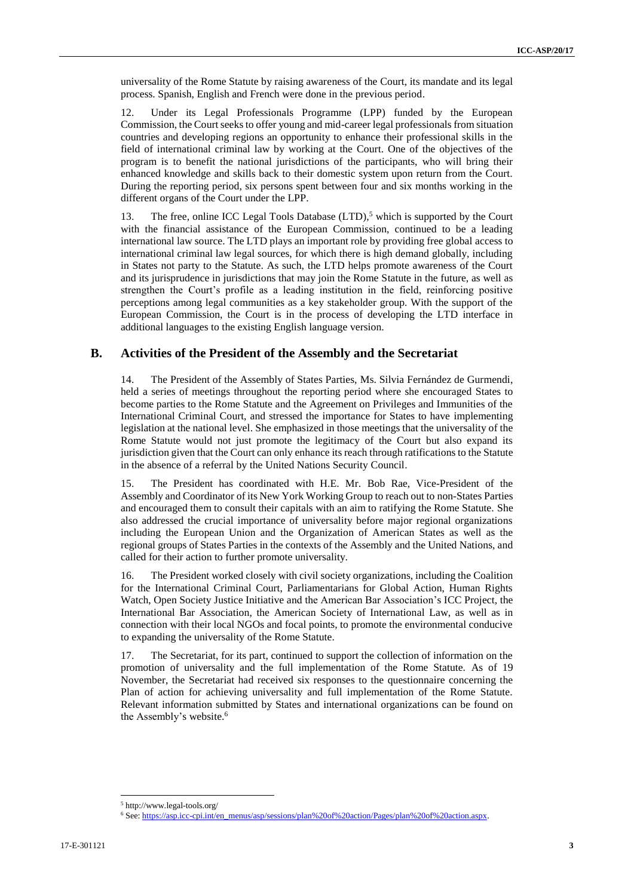universality of the Rome Statute by raising awareness of the Court, its mandate and its legal process. Spanish, English and French were done in the previous period.

12. Under its Legal Professionals Programme (LPP) funded by the European Commission, the Court seeks to offer young and mid-career legal professionals from situation countries and developing regions an opportunity to enhance their professional skills in the field of international criminal law by working at the Court. One of the objectives of the program is to benefit the national jurisdictions of the participants, who will bring their enhanced knowledge and skills back to their domestic system upon return from the Court. During the reporting period, six persons spent between four and six months working in the different organs of the Court under the LPP.

13. The free, online ICC Legal Tools Database (LTD),[5] which is supported by the Court with the financial assistance of the European Commission, continued to be a leading international law source. The LTD plays an important role by providing free global access to international criminal law legal sources, for which there is high demand globally, including in States not party to the Statute. As such, the LTD helps promote awareness of the Court and its jurisprudence in jurisdictions that may join the Rome Statute in the future, as well as strengthen the Court's profile as a leading institution in the field, reinforcing positive perceptions among legal communities as a key stakeholder group. With the support of the European Commission, the Court is in the process of developing the LTD interface in additional languages to the existing English language version.

## B. Activities of the President of the Assembly and the Secretariat

14. The President of the Assembly of States Parties, Ms. Silvia Fernández de Gurmendi, held a series of meetings throughout the reporting period where she encouraged States to become parties to the Rome Statute and the Agreement on Privileges and Immunities of the International Criminal Court, and stressed the importance for States to have implementing legislation at the national level. She emphasized in those meetings that the universality of the Rome Statute would not just promote the legitimacy of the Court but also expand its jurisdiction given that the Court can only enhance its reach through ratifications to the Statute in the absence of a referral by the United Nations Security Council.

15. The President has coordinated with H.E. Mr. Bob Rae, Vice-President of the Assembly and Coordinator of its New York Working Group to reach out to non-States Parties and encouraged them to consult their capitals with an aim to ratifying the Rome Statute. She also addressed the crucial importance of universality before major regional organizations including the European Union and the Organization of American States as well as the regional groups of States Parties in the contexts of the Assembly and the United Nations, and called for their action to further promote universality.

16. The President worked closely with civil society organizations, including the Coalition for the International Criminal Court, Parliamentarians for Global Action, Human Rights Watch, Open Society Justice Initiative and the American Bar Association's ICC Project, the International Bar Association, the American Society of International Law, as well as in connection with their local NGOs and focal points, to promote the environmental conducive to expanding the universality of the Rome Statute.

17. The Secretariat, for its part, continued to support the collection of information on the promotion of universality and the full implementation of the Rome Statute. As of 19 November, the Secretariat had received six responses to the questionnaire concerning the Plan of action for achieving universality and full implementation of the Rome Statute. Relevant information submitted by States and international organizations can be found on the Assembly's website.[6]

---

[5] http://www.legal-tools.org/

[6] See: https://asp.icc-cpi.int/en_menus/asp/sessions/plan%20of%20action/Pages/plan%20of%20action.aspx.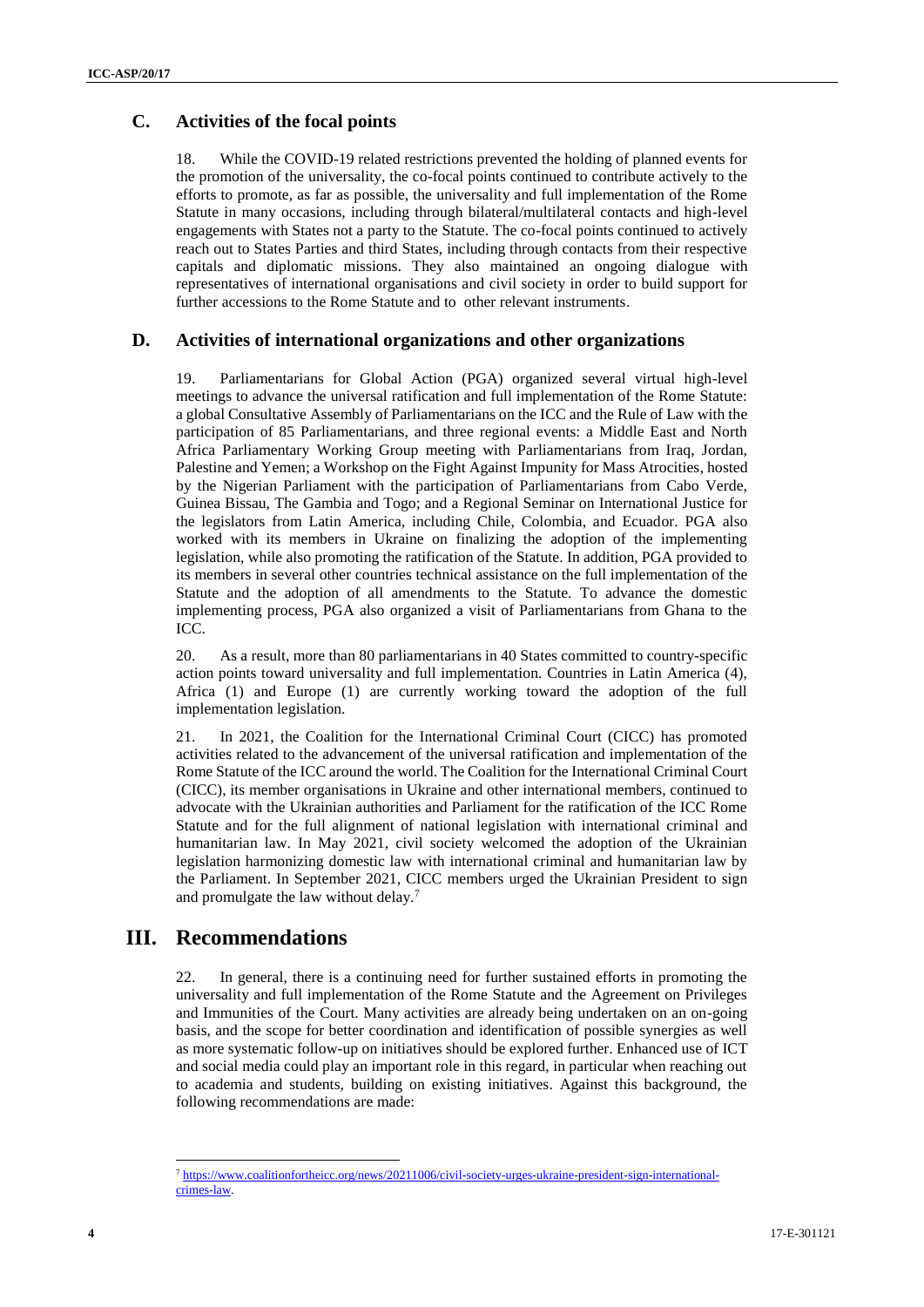## C. Activities of the focal points

18. While the COVID-19 related restrictions prevented the holding of planned events for the promotion of the universality, the co-focal points continued to contribute actively to the efforts to promote, as far as possible, the universality and full implementation of the Rome Statute in many occasions, including through bilateral/multilateral contacts and high-level engagements with States not a party to the Statute. The co-focal points continued to actively reach out to States Parties and third States, including through contacts from their respective capitals and diplomatic missions. They also maintained an ongoing dialogue with representatives of international organisations and civil society in order to build support for further accessions to the Rome Statute and to other relevant instruments.

## D. Activities of international organizations and other organizations

19. Parliamentarians for Global Action (PGA) organized several virtual high-level meetings to advance the universal ratification and full implementation of the Rome Statute: a global Consultative Assembly of Parliamentarians on the ICC and the Rule of Law with the participation of 85 Parliamentarians, and three regional events: a Middle East and North Africa Parliamentary Working Group meeting with Parliamentarians from Iraq, Jordan, Palestine and Yemen; a Workshop on the Fight Against Impunity for Mass Atrocities, hosted by the Nigerian Parliament with the participation of Parliamentarians from Cabo Verde, Guinea Bissau, The Gambia and Togo; and a Regional Seminar on International Justice for the legislators from Latin America, including Chile, Colombia, and Ecuador. PGA also worked with its members in Ukraine on finalizing the adoption of the implementing legislation, while also promoting the ratification of the Statute. In addition, PGA provided to its members in several other countries technical assistance on the full implementation of the Statute and the adoption of all amendments to the Statute. To advance the domestic implementing process, PGA also organized a visit of Parliamentarians from Ghana to the ICC.

20. As a result, more than 80 parliamentarians in 40 States committed to country-specific action points toward universality and full implementation. Countries in Latin America (4), Africa (1) and Europe (1) are currently working toward the adoption of the full implementation legislation.

21. In 2021, the Coalition for the International Criminal Court (CICC) has promoted activities related to the advancement of the universal ratification and implementation of the Rome Statute of the ICC around the world. The Coalition for the International Criminal Court (CICC), its member organisations in Ukraine and other international members, continued to advocate with the Ukrainian authorities and Parliament for the ratification of the ICC Rome Statute and for the full alignment of national legislation with international criminal and humanitarian law. In May 2021, civil society welcomed the adoption of the Ukrainian legislation harmonizing domestic law with international criminal and humanitarian law by the Parliament. In September 2021, CICC members urged the Ukrainian President to sign and promulgate the law without delay.[7]

# III. Recommendations

22. In general, there is a continuing need for further sustained efforts in promoting the universality and full implementation of the Rome Statute and the Agreement on Privileges and Immunities of the Court. Many activities are already being undertaken on an on-going basis, and the scope for better coordination and identification of possible synergies as well as more systematic follow-up on initiatives should be explored further. Enhanced use of ICT and social media could play an important role in this regard, in particular when reaching out to academia and students, building on existing initiatives. Against this background, the following recommendations are made:

---

[7] https://www.coalitionfortheicc.org/news/20211006/civil-society-urges-ukraine-president-sign-international-crimes-law.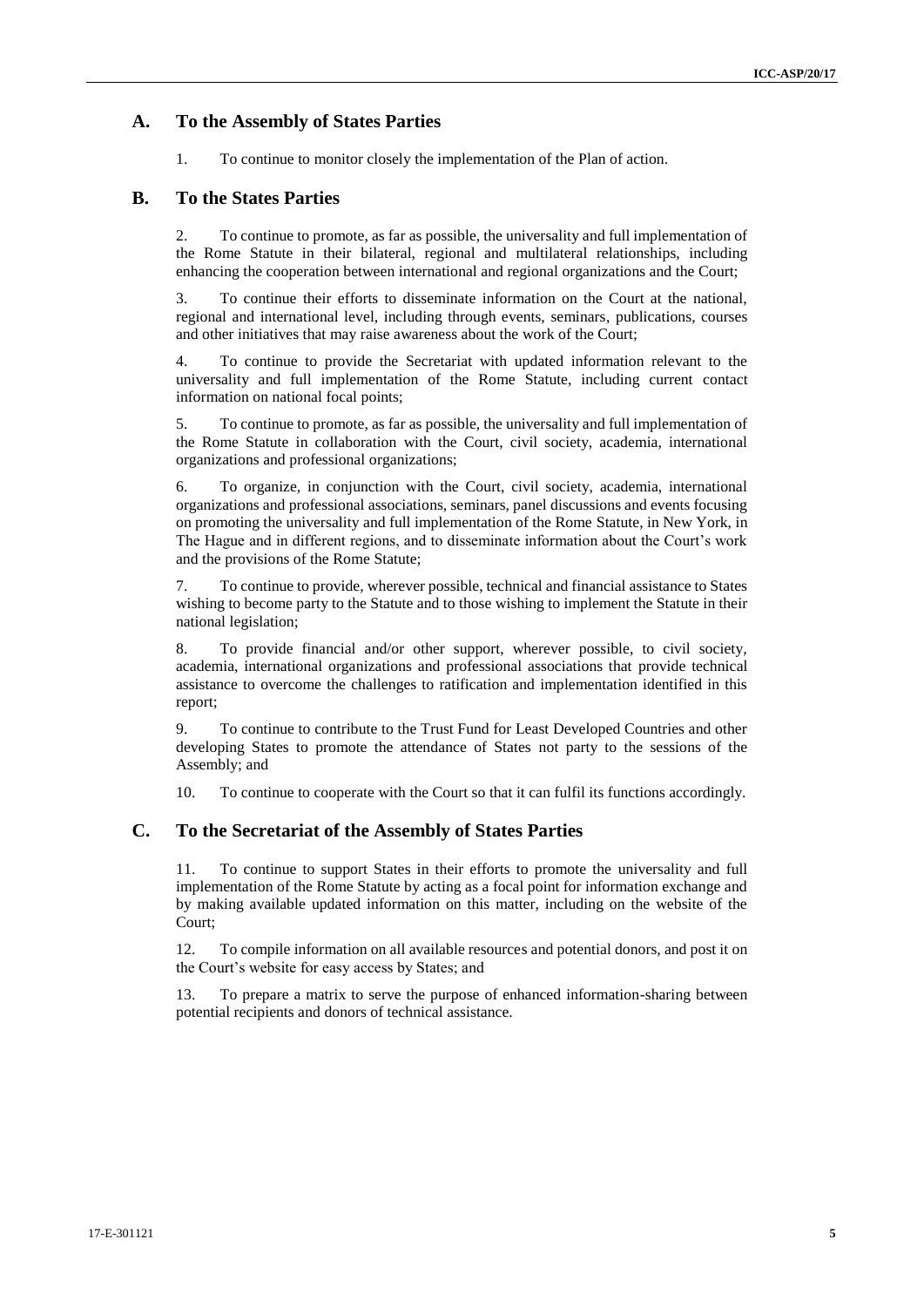## A. To the Assembly of States Parties

1. To continue to monitor closely the implementation of the Plan of action.

## B. To the States Parties

2. To continue to promote, as far as possible, the universality and full implementation of the Rome Statute in their bilateral, regional and multilateral relationships, including enhancing the cooperation between international and regional organizations and the Court;

3. To continue their efforts to disseminate information on the Court at the national, regional and international level, including through events, seminars, publications, courses and other initiatives that may raise awareness about the work of the Court;

4. To continue to provide the Secretariat with updated information relevant to the universality and full implementation of the Rome Statute, including current contact information on national focal points;

5. To continue to promote, as far as possible, the universality and full implementation of the Rome Statute in collaboration with the Court, civil society, academia, international organizations and professional organizations;

6. To organize, in conjunction with the Court, civil society, academia, international organizations and professional associations, seminars, panel discussions and events focusing on promoting the universality and full implementation of the Rome Statute, in New York, in The Hague and in different regions, and to disseminate information about the Court's work and the provisions of the Rome Statute;

7. To continue to provide, wherever possible, technical and financial assistance to States wishing to become party to the Statute and to those wishing to implement the Statute in their national legislation;

8. To provide financial and/or other support, wherever possible, to civil society, academia, international organizations and professional associations that provide technical assistance to overcome the challenges to ratification and implementation identified in this report;

9. To continue to contribute to the Trust Fund for Least Developed Countries and other developing States to promote the attendance of States not party to the sessions of the Assembly; and

10. To continue to cooperate with the Court so that it can fulfil its functions accordingly.

## C. To the Secretariat of the Assembly of States Parties

11. To continue to support States in their efforts to promote the universality and full implementation of the Rome Statute by acting as a focal point for information exchange and by making available updated information on this matter, including on the website of the Court;

12. To compile information on all available resources and potential donors, and post it on the Court's website for easy access by States; and

13. To prepare a matrix to serve the purpose of enhanced information-sharing between potential recipients and donors of technical assistance.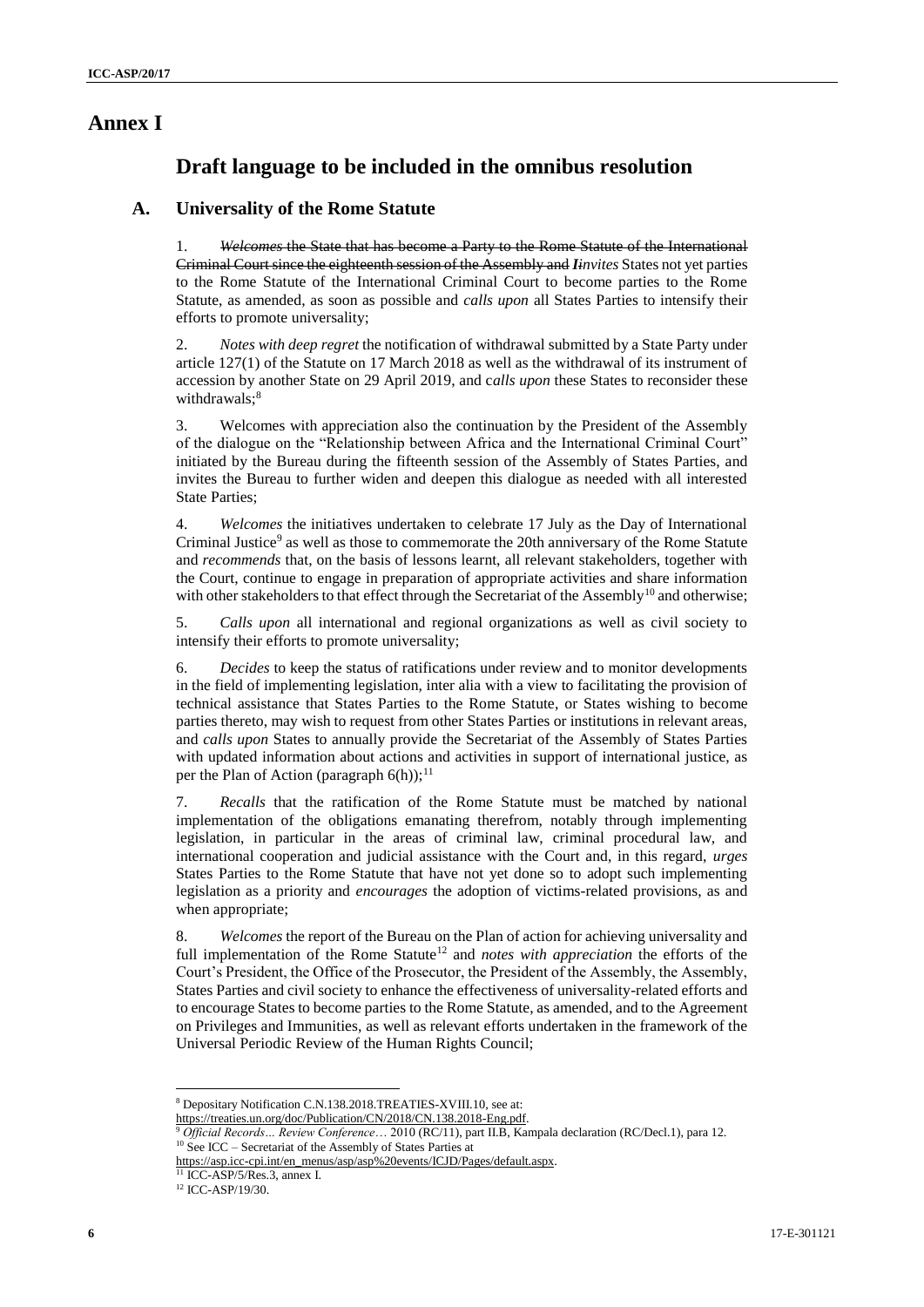# Annex I

## Draft language to be included in the omnibus resolution

### A. Universality of the Rome Statute

1. ~~*Welcomes* the State that has become a Party to the Rome Statute of the International Criminal Court since the eighteenth session of the Assembly and~~ ***I**~~i~~nvites* States not yet parties to the Rome Statute of the International Criminal Court to become parties to the Rome Statute, as amended, as soon as possible and *calls upon* all States Parties to intensify their efforts to promote universality;

2. *Notes with deep regret* the notification of withdrawal submitted by a State Party under article 127(1) of the Statute on 17 March 2018 as well as the withdrawal of its instrument of accession by another State on 29 April 2019, and c*alls upon* these States to reconsider these withdrawals;[8]

3. Welcomes with appreciation also the continuation by the President of the Assembly of the dialogue on the "Relationship between Africa and the International Criminal Court" initiated by the Bureau during the fifteenth session of the Assembly of States Parties, and invites the Bureau to further widen and deepen this dialogue as needed with all interested State Parties;

4. *Welcomes* the initiatives undertaken to celebrate 17 July as the Day of International Criminal Justice[9] as well as those to commemorate the 20th anniversary of the Rome Statute and *recommends* that, on the basis of lessons learnt, all relevant stakeholders, together with the Court, continue to engage in preparation of appropriate activities and share information with other stakeholders to that effect through the Secretariat of the Assembly[10] and otherwise;

5. *Calls upon* all international and regional organizations as well as civil society to intensify their efforts to promote universality;

6. *Decides* to keep the status of ratifications under review and to monitor developments in the field of implementing legislation, inter alia with a view to facilitating the provision of technical assistance that States Parties to the Rome Statute, or States wishing to become parties thereto, may wish to request from other States Parties or institutions in relevant areas, and *calls upon* States to annually provide the Secretariat of the Assembly of States Parties with updated information about actions and activities in support of international justice, as per the Plan of Action (paragraph 6(h));[11]

7. *Recalls* that the ratification of the Rome Statute must be matched by national implementation of the obligations emanating therefrom, notably through implementing legislation, in particular in the areas of criminal law, criminal procedural law, and international cooperation and judicial assistance with the Court and, in this regard, *urges* States Parties to the Rome Statute that have not yet done so to adopt such implementing legislation as a priority and *encourages* the adoption of victims-related provisions, as and when appropriate;

8. *Welcomes* the report of the Bureau on the Plan of action for achieving universality and full implementation of the Rome Statute[12] and *notes with appreciation* the efforts of the Court's President, the Office of the Prosecutor, the President of the Assembly, the Assembly, States Parties and civil society to enhance the effectiveness of universality-related efforts and to encourage States to become parties to the Rome Statute, as amended, and to the Agreement on Privileges and Immunities, as well as relevant efforts undertaken in the framework of the Universal Periodic Review of the Human Rights Council;

---

[8] Depositary Notification C.N.138.2018.TREATIES-XVIII.10, see at: https://treaties.un.org/doc/Publication/CN/2018/CN.138.2018-Eng.pdf.

[9] *Official Records… Review Conference*… 2010 (RC/11), part II.B, Kampala declaration (RC/Decl.1), para 12.

[10] See ICC – Secretariat of the Assembly of States Parties at https://asp.icc-cpi.int/en_menus/asp/asp%20events/ICJD/Pages/default.aspx.

[11] ICC-ASP/5/Res.3, annex I.

[12] ICC-ASP/19/30.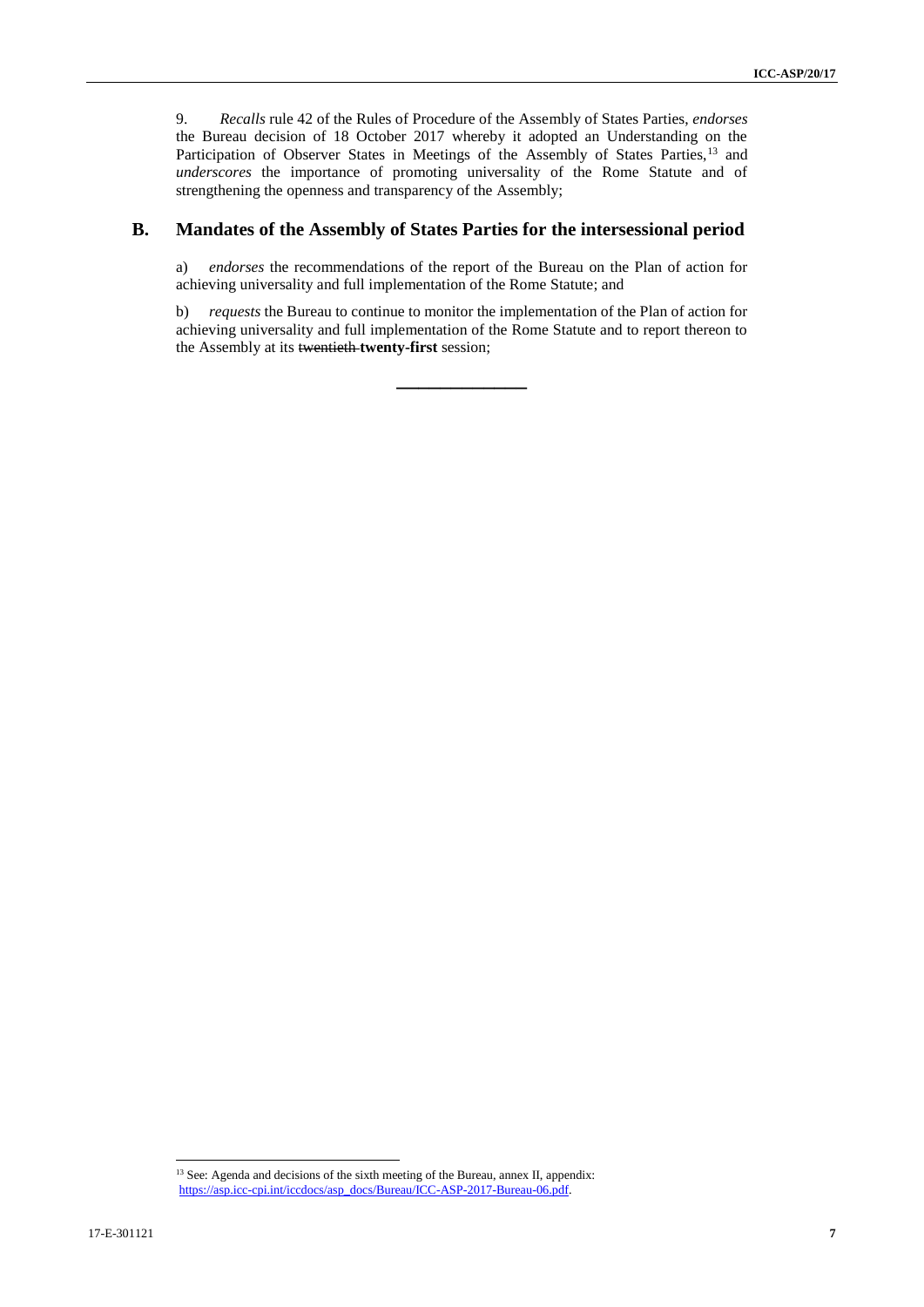9. *Recalls* rule 42 of the Rules of Procedure of the Assembly of States Parties, *endorses* the Bureau decision of 18 October 2017 whereby it adopted an Understanding on the Participation of Observer States in Meetings of the Assembly of States Parties,[13] and *underscores* the importance of promoting universality of the Rome Statute and of strengthening the openness and transparency of the Assembly;

## B. Mandates of the Assembly of States Parties for the intersessional period

a) *endorses* the recommendations of the report of the Bureau on the Plan of action for achieving universality and full implementation of the Rome Statute; and

b) *requests* the Bureau to continue to monitor the implementation of the Plan of action for achieving universality and full implementation of the Rome Statute and to report thereon to the Assembly at its ~~twentieth~~ **twenty-first** session;

---

[13] See: Agenda and decisions of the sixth meeting of the Bureau, annex II, appendix: https://asp.icc-cpi.int/iccdocs/asp_docs/Bureau/ICC-ASP-2017-Bureau-06.pdf.